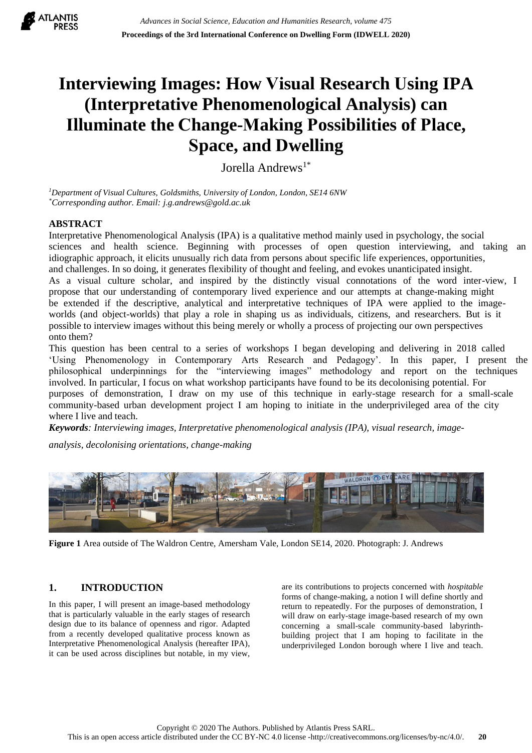# Interviewing Images: How Visual Research Using IPA (Interpretative Phenomenological Analysis) can Illuminate the Change-Making Possibilities of Place, Space, and Dwelling

Jorella Andrews[1*]

[1]Department of Visual Cultures, Goldsmiths, University of London, London, SE14 6NW
*Corresponding author. Email: j.g.andrews@gold.ac.uk

## ABSTRACT

Interpretative Phenomenological Analysis (IPA) is a qualitative method mainly used in psychology, the social sciences and health science. Beginning with processes of open question interviewing, and taking an idiographic approach, it elicits unusually rich data from persons about specific life experiences, opportunities, and challenges. In so doing, it generates flexibility of thought and feeling, and evokes unanticipated insight.

As a visual culture scholar, and inspired by the distinctly visual connotations of the word inter-view, I propose that our understanding of contemporary lived experience and our attempts at change-making might be extended if the descriptive, analytical and interpretative techniques of IPA were applied to the image-worlds (and object-worlds) that play a role in shaping us as individuals, citizens, and researchers. But is it possible to interview images without this being merely or wholly a process of projecting our own perspectives onto them?

This question has been central to a series of workshops I began developing and delivering in 2018 called 'Using Phenomenology in Contemporary Arts Research and Pedagogy'. In this paper, I present the philosophical underpinnings for the "interviewing images" methodology and report on the techniques involved. In particular, I focus on what workshop participants have found to be its decolonising potential. For purposes of demonstration, I draw on my use of this technique in early-stage research for a small-scale community-based urban development project I am hoping to initiate in the underprivileged area of the city where I live and teach.

***Keywords**: Interviewing images, Interpretative phenomenological analysis (IPA), visual research, image-analysis, decolonising orientations, change-making*

**Figure 1** Area outside of The Waldron Centre, Amersham Vale, London SE14, 2020. Photograph: J. Andrews

## 1. INTRODUCTION

In this paper, I will present an image-based methodology that is particularly valuable in the early stages of research design due to its balance of openness and rigor. Adapted from a recently developed qualitative process known as Interpretative Phenomenological Analysis (hereafter IPA), it can be used across disciplines but notable, in my view, are its contributions to projects concerned with *hospitable* forms of change-making, a notion I will define shortly and return to repeatedly. For the purposes of demonstration, I will draw on early-stage image-based research of my own concerning a small-scale community-based labyrinth-building project that I am hoping to facilitate in the underprivileged London borough where I live and teach.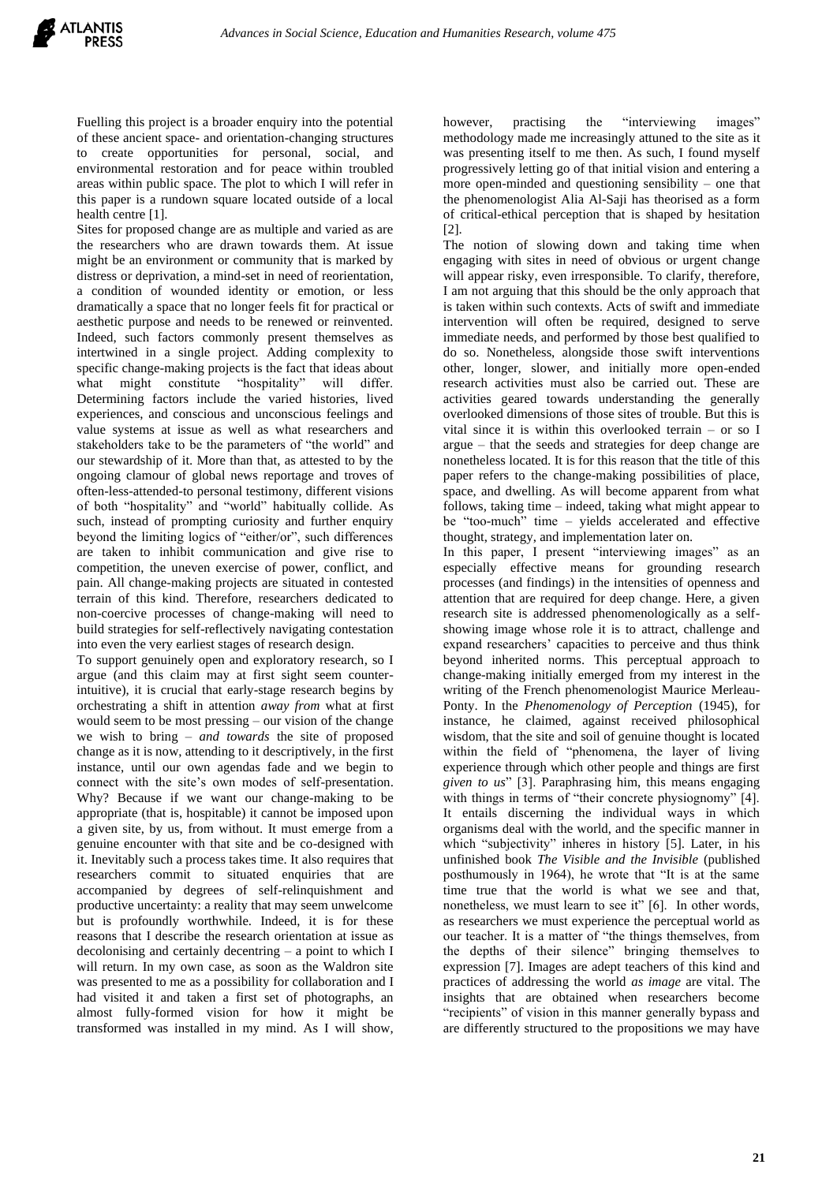Fuelling this project is a broader enquiry into the potential of these ancient space- and orientation-changing structures to create opportunities for personal, social, and environmental restoration and for peace within troubled areas within public space. The plot to which I will refer in this paper is a rundown square located outside of a local health centre [1].

Sites for proposed change are as multiple and varied as are the researchers who are drawn towards them. At issue might be an environment or community that is marked by distress or deprivation, a mind-set in need of reorientation, a condition of wounded identity or emotion, or less dramatically a space that no longer feels fit for practical or aesthetic purpose and needs to be renewed or reinvented. Indeed, such factors commonly present themselves as intertwined in a single project. Adding complexity to specific change-making projects is the fact that ideas about what might constitute "hospitality" will differ. Determining factors include the varied histories, lived experiences, and conscious and unconscious feelings and value systems at issue as well as what researchers and stakeholders take to be the parameters of "the world" and our stewardship of it. More than that, as attested to by the ongoing clamour of global news reportage and troves of often-less-attended-to personal testimony, different visions of both "hospitality" and "world" habitually collide. As such, instead of prompting curiosity and further enquiry beyond the limiting logics of "either/or", such differences are taken to inhibit communication and give rise to competition, the uneven exercise of power, conflict, and pain. All change-making projects are situated in contested terrain of this kind. Therefore, researchers dedicated to non-coercive processes of change-making will need to build strategies for self-reflectively navigating contestation into even the very earliest stages of research design.

To support genuinely open and exploratory research, so I argue (and this claim may at first sight seem counter-intuitive), it is crucial that early-stage research begins by orchestrating a shift in attention *away from* what at first would seem to be most pressing – our vision of the change we wish to bring – *and towards* the site of proposed change as it is now, attending to it descriptively, in the first instance, until our own agendas fade and we begin to connect with the site's own modes of self-presentation. Why? Because if we want our change-making to be appropriate (that is, hospitable) it cannot be imposed upon a given site, by us, from without. It must emerge from a genuine encounter with that site and be co-designed with it. Inevitably such a process takes time. It also requires that researchers commit to situated enquiries that are accompanied by degrees of self-relinquishment and productive uncertainty: a reality that may seem unwelcome but is profoundly worthwhile. Indeed, it is for these reasons that I describe the research orientation at issue as decolonising and certainly decentring – a point to which I will return. In my own case, as soon as the Waldron site was presented to me as a possibility for collaboration and I had visited it and taken a first set of photographs, an almost fully-formed vision for how it might be transformed was installed in my mind. As I will show, however, practising the "interviewing images" methodology made me increasingly attuned to the site as it was presenting itself to me then. As such, I found myself progressively letting go of that initial vision and entering a more open-minded and questioning sensibility – one that the phenomenologist Alia Al-Saji has theorised as a form of critical-ethical perception that is shaped by hesitation [2].

The notion of slowing down and taking time when engaging with sites in need of obvious or urgent change will appear risky, even irresponsible. To clarify, therefore, I am not arguing that this should be the only approach that is taken within such contexts. Acts of swift and immediate intervention will often be required, designed to serve immediate needs, and performed by those best qualified to do so. Nonetheless, alongside those swift interventions other, longer, slower, and initially more open-ended research activities must also be carried out. These are activities geared towards understanding the generally overlooked dimensions of those sites of trouble. But this is vital since it is within this overlooked terrain – or so I argue – that the seeds and strategies for deep change are nonetheless located. It is for this reason that the title of this paper refers to the change-making possibilities of place, space, and dwelling. As will become apparent from what follows, taking time – indeed, taking what might appear to be "too-much" time – yields accelerated and effective thought, strategy, and implementation later on.

In this paper, I present "interviewing images" as an especially effective means for grounding research processes (and findings) in the intensities of openness and attention that are required for deep change. Here, a given research site is addressed phenomenologically as a self-showing image whose role it is to attract, challenge and expand researchers' capacities to perceive and thus think beyond inherited norms. This perceptual approach to change-making initially emerged from my interest in the writing of the French phenomenologist Maurice Merleau-Ponty. In the *Phenomenology of Perception* (1945), for instance, he claimed, against received philosophical wisdom, that the site and soil of genuine thought is located within the field of "phenomena, the layer of living experience through which other people and things are first *given to us*" [3]. Paraphrasing him, this means engaging with things in terms of "their concrete physiognomy" [4]. It entails discerning the individual ways in which organisms deal with the world, and the specific manner in which "subjectivity" inheres in history [5]. Later, in his unfinished book *The Visible and the Invisible* (published posthumously in 1964), he wrote that "It is at the same time true that the world is what we see and that, nonetheless, we must learn to see it" [6]. In other words, as researchers we must experience the perceptual world as our teacher. It is a matter of "the things themselves, from the depths of their silence" bringing themselves to expression [7]. Images are adept teachers of this kind and practices of addressing the world *as image* are vital. The insights that are obtained when researchers become "recipients" of vision in this manner generally bypass and are differently structured to the propositions we may have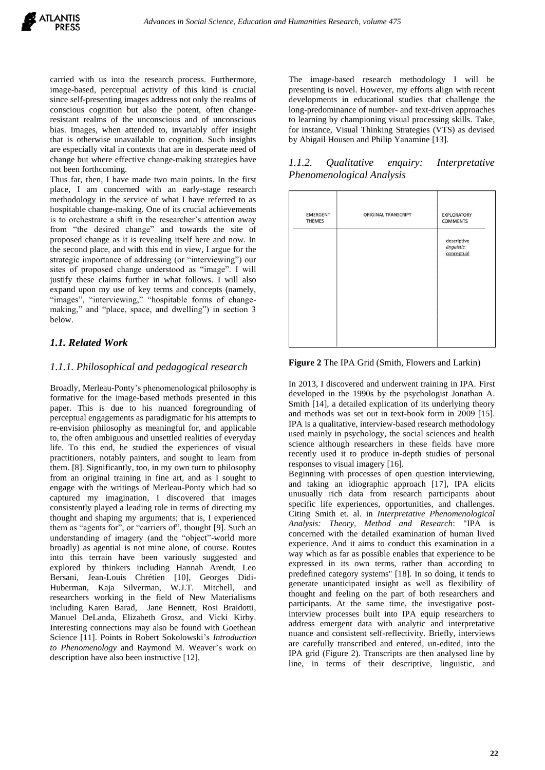carried with us into the research process. Furthermore, image-based, perceptual activity of this kind is crucial since self-presenting images address not only the realms of conscious cognition but also the potent, often change-resistant realms of the unconscious and of unconscious bias. Images, when attended to, invariably offer insight that is otherwise unavailable to cognition. Such insights are especially vital in contexts that are in desperate need of change but where effective change-making strategies have not been forthcoming.

Thus far, then, I have made two main points. In the first place, I am concerned with an early-stage research methodology in the service of what I have referred to as hospitable change-making. One of its crucial achievements is to orchestrate a shift in the researcher's attention away from "the desired change" and towards the site of proposed change as it is revealing itself here and now. In the second place, and with this end in view, I argue for the strategic importance of addressing (or "interviewing") our sites of proposed change understood as "image". I will justify these claims further in what follows. I will also expand upon my use of key terms and concepts (namely, "images", "interviewing," "hospitable forms of change-making," and "place, space, and dwelling") in section 3 below.

## *1.1. Related Work*

### *1.1.1. Philosophical and pedagogical research*

Broadly, Merleau-Ponty's phenomenological philosophy is formative for the image-based methods presented in this paper. This is due to his nuanced foregrounding of perceptual engagements as paradigmatic for his attempts to re-envision philosophy as meaningful for, and applicable to, the often ambiguous and unsettled realities of everyday life. To this end, he studied the experiences of visual practitioners, notably painters, and sought to learn from them. [8]. Significantly, too, in my own turn to philosophy from an original training in fine art, and as I sought to engage with the writings of Merleau-Ponty which had so captured my imagination, I discovered that images consistently played a leading role in terms of directing my thought and shaping my arguments; that is, I experienced them as "agents for", or "carriers of", thought [9]. Such an understanding of imagery (and the "object"-world more broadly) as agential is not mine alone, of course. Routes into this terrain have been variously suggested and explored by thinkers including Hannah Arendt, Leo Bersani, Jean-Louis Chrétien [10], Georges Didi-Huberman, Kaja Silverman, W.J.T. Mitchell, and researchers working in the field of New Materialisms including Karen Barad, Jane Bennett, Rosi Braidotti, Manuel DeLanda, Elizabeth Grosz, and Vicki Kirby. Interesting connections may also be found with Goethean Science [11]. Points in Robert Sokolowski's *Introduction to Phenomenology* and Raymond M. Weaver's work on description have also been instructive [12].

The image-based research methodology I will be presenting is novel. However, my efforts align with recent developments in educational studies that challenge the long-predominance of number- and text-driven approaches to learning by championing visual processing skills. Take, for instance, Visual Thinking Strategies (VTS) as devised by Abigail Housen and Philip Yanamine [13].

### *1.1.2. Qualitative enquiry: Interpretative Phenomenological Analysis*

| EMERGENT THEMES | ORIGINAL TRANSCRIPT | EXPLORATORY COMMENTS |
|---|---|---|
| | | descriptive<br>*linguistic*<br><u>conceptual</u> |

**Figure 2** The IPA Grid (Smith, Flowers and Larkin)

In 2013, I discovered and underwent training in IPA. First developed in the 1990s by the psychologist Jonathan A. Smith [14], a detailed explication of its underlying theory and methods was set out in text-book form in 2009 [15]. IPA is a qualitative, interview-based research methodology used mainly in psychology, the social sciences and health science although researchers in these fields have more recently used it to produce in-depth studies of personal responses to visual imagery [16].

Beginning with processes of open question interviewing, and taking an idiographic approach [17], IPA elicits unusually rich data from research participants about specific life experiences, opportunities, and challenges. Citing Smith et. al. in *Interpretative Phenomenological Analysis: Theory, Method and Research*: "IPA is concerned with the detailed examination of human lived experience. And it aims to conduct this examination in a way which as far as possible enables that experience to be expressed in its own terms, rather than according to predefined category systems" [18]. In so doing, it tends to generate unanticipated insight as well as flexibility of thought and feeling on the part of both researchers and participants. At the same time, the investigative post-interview processes built into IPA equip researchers to address emergent data with analytic and interpretative nuance and consistent self-reflectivity. Briefly, interviews are carefully transcribed and entered, un-edited, into the IPA grid (Figure 2). Transcripts are then analysed line by line, in terms of their descriptive, linguistic, and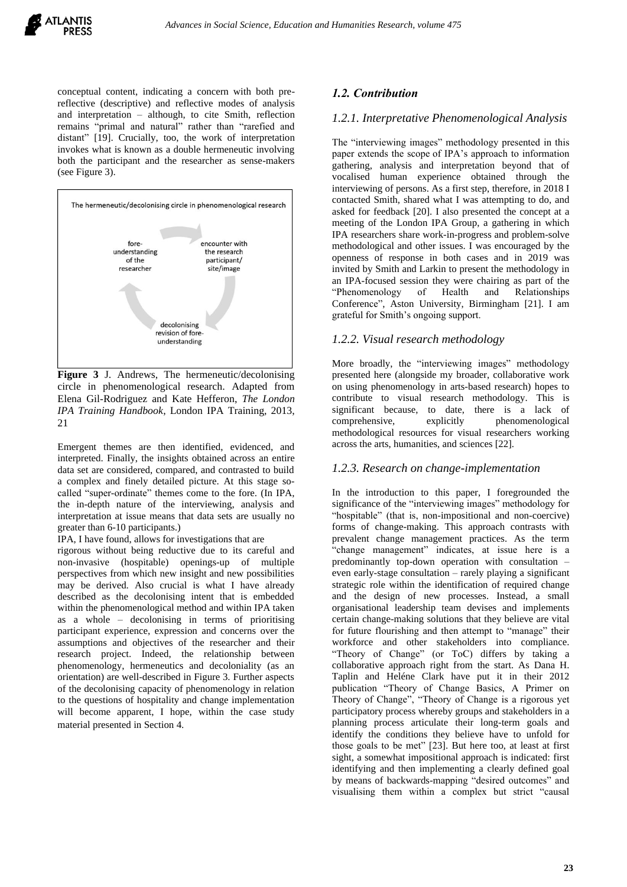conceptual content, indicating a concern with both pre-reflective (descriptive) and reflective modes of analysis and interpretation – although, to cite Smith, reflection remains "primal and natural" rather than "rarefied and distant" [19]. Crucially, too, the work of interpretation invokes what is known as a double hermeneutic involving both the participant and the researcher as sense-makers (see Figure 3).

The hermeneutic/decolonising circle in phenomenological research

fore-understanding of the researcher → encounter with the research participant/site/image → decolonising revision of fore-understanding

**Figure 3** J. Andrews, The hermeneutic/decolonising circle in phenomenological research. Adapted from Elena Gil-Rodriguez and Kate Hefferon, *The London IPA Training Handbook*, London IPA Training, 2013, 21

Emergent themes are then identified, evidenced, and interpreted. Finally, the insights obtained across an entire data set are considered, compared, and contrasted to build a complex and finely detailed picture. At this stage so-called "super-ordinate" themes come to the fore. (In IPA, the in-depth nature of the interviewing, analysis and interpretation at issue means that data sets are usually no greater than 6-10 participants.)

IPA, I have found, allows for investigations that are rigorous without being reductive due to its careful and non-invasive (hospitable) openings-up of multiple perspectives from which new insight and new possibilities may be derived. Also crucial is what I have already described as the decolonising intent that is embedded within the phenomenological method and within IPA taken as a whole – decolonising in terms of prioritising participant experience, expression and concerns over the assumptions and objectives of the researcher and their research project. Indeed, the relationship between phenomenology, hermeneutics and decoloniality (as an orientation) are well-described in Figure 3. Further aspects of the decolonising capacity of phenomenology in relation to the questions of hospitality and change implementation will become apparent, I hope, within the case study material presented in Section 4.

## *1.2. Contribution*

### *1.2.1. Interpretative Phenomenological Analysis*

The "interviewing images" methodology presented in this paper extends the scope of IPA's approach to information gathering, analysis and interpretation beyond that of vocalised human experience obtained through the interviewing of persons. As a first step, therefore, in 2018 I contacted Smith, shared what I was attempting to do, and asked for feedback [20]. I also presented the concept at a meeting of the London IPA Group, a gathering in which IPA researchers share work-in-progress and problem-solve methodological and other issues. I was encouraged by the openness of response in both cases and in 2019 was invited by Smith and Larkin to present the methodology in an IPA-focused session they were chairing as part of the "Phenomenology of Health and Relationships Conference", Aston University, Birmingham [21]. I am grateful for Smith's ongoing support.

### *1.2.2. Visual research methodology*

More broadly, the "interviewing images" methodology presented here (alongside my broader, collaborative work on using phenomenology in arts-based research) hopes to contribute to visual research methodology. This is significant because, to date, there is a lack of comprehensive, explicitly phenomenological methodological resources for visual researchers working across the arts, humanities, and sciences [22].

### *1.2.3. Research on change-implementation*

In the introduction to this paper, I foregrounded the significance of the "interviewing images" methodology for "hospitable" (that is, non-impositional and non-coercive) forms of change-making. This approach contrasts with prevalent change management practices. As the term "change management" indicates, at issue here is a predominantly top-down operation with consultation – even early-stage consultation – rarely playing a significant strategic role within the identification of required change and the design of new processes. Instead, a small organisational leadership team devises and implements certain change-making solutions that they believe are vital for future flourishing and then attempt to "manage" their workforce and other stakeholders into compliance. "Theory of Change" (or ToC) differs by taking a collaborative approach right from the start. As Dana H. Taplin and Heléne Clark have put it in their 2012 publication "Theory of Change Basics, A Primer on Theory of Change", "Theory of Change is a rigorous yet participatory process whereby groups and stakeholders in a planning process articulate their long-term goals and identify the conditions they believe have to unfold for those goals to be met" [23]. But here too, at least at first sight, a somewhat impositional approach is indicated: first identifying and then implementing a clearly defined goal by means of backwards-mapping "desired outcomes" and visualising them within a complex but strict "causal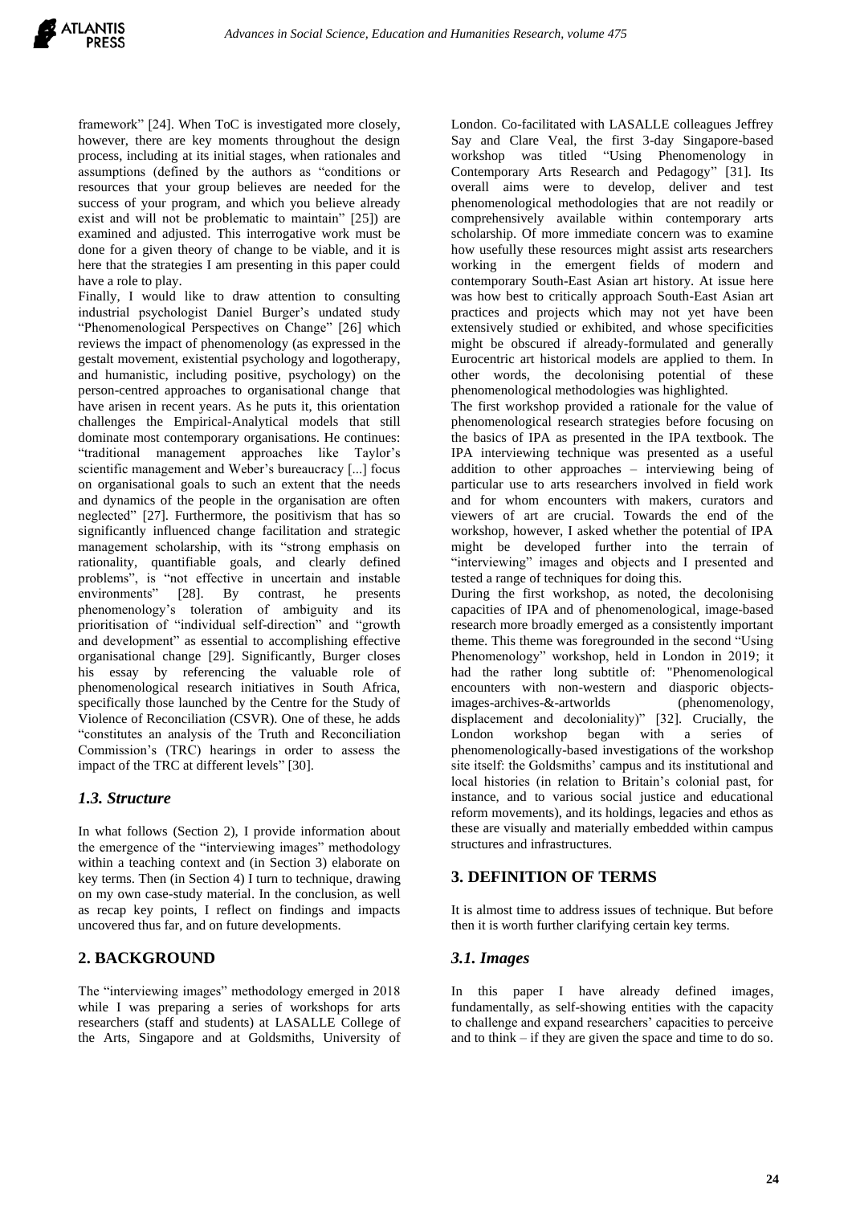framework" [24]. When ToC is investigated more closely, however, there are key moments throughout the design process, including at its initial stages, when rationales and assumptions (defined by the authors as "conditions or resources that your group believes are needed for the success of your program, and which you believe already exist and will not be problematic to maintain" [25]) are examined and adjusted. This interrogative work must be done for a given theory of change to be viable, and it is here that the strategies I am presenting in this paper could have a role to play.

Finally, I would like to draw attention to consulting industrial psychologist Daniel Burger's undated study "Phenomenological Perspectives on Change" [26] which reviews the impact of phenomenology (as expressed in the gestalt movement, existential psychology and logotherapy, and humanistic, including positive, psychology) on the person-centred approaches to organisational change that have arisen in recent years. As he puts it, this orientation challenges the Empirical-Analytical models that still dominate most contemporary organisations. He continues: "traditional management approaches like Taylor's scientific management and Weber's bureaucracy [...] focus on organisational goals to such an extent that the needs and dynamics of the people in the organisation are often neglected" [27]. Furthermore, the positivism that has so significantly influenced change facilitation and strategic management scholarship, with its "strong emphasis on rationality, quantifiable goals, and clearly defined problems", is "not effective in uncertain and instable environments" [28]. By contrast, he presents phenomenology's toleration of ambiguity and its prioritisation of "individual self-direction" and "growth and development" as essential to accomplishing effective organisational change [29]. Significantly, Burger closes his essay by referencing the valuable role of phenomenological research initiatives in South Africa, specifically those launched by the Centre for the Study of Violence of Reconciliation (CSVR). One of these, he adds "constitutes an analysis of the Truth and Reconciliation Commission's (TRC) hearings in order to assess the impact of the TRC at different levels" [30].

### *1.3. Structure*

In what follows (Section 2), I provide information about the emergence of the "interviewing images" methodology within a teaching context and (in Section 3) elaborate on key terms. Then (in Section 4) I turn to technique, drawing on my own case-study material. In the conclusion, as well as recap key points, I reflect on findings and impacts uncovered thus far, and on future developments.

## 2. BACKGROUND

The "interviewing images" methodology emerged in 2018 while I was preparing a series of workshops for arts researchers (staff and students) at LASALLE College of the Arts, Singapore and at Goldsmiths, University of London. Co-facilitated with LASALLE colleagues Jeffrey Say and Clare Veal, the first 3-day Singapore-based workshop was titled "Using Phenomenology in Contemporary Arts Research and Pedagogy" [31]. Its overall aims were to develop, deliver and test phenomenological methodologies that are not readily or comprehensively available within contemporary arts scholarship. Of more immediate concern was to examine how usefully these resources might assist arts researchers working in the emergent fields of modern and contemporary South-East Asian art history. At issue here was how best to critically approach South-East Asian art practices and projects which may not yet have been extensively studied or exhibited, and whose specificities might be obscured if already-formulated and generally Eurocentric art historical models are applied to them. In other words, the decolonising potential of these phenomenological methodologies was highlighted.

The first workshop provided a rationale for the value of phenomenological research strategies before focusing on the basics of IPA as presented in the IPA textbook. The IPA interviewing technique was presented as a useful addition to other approaches – interviewing being of particular use to arts researchers involved in field work and for whom encounters with makers, curators and viewers of art are crucial. Towards the end of the workshop, however, I asked whether the potential of IPA might be developed further into the terrain of "interviewing" images and objects and I presented and tested a range of techniques for doing this.

During the first workshop, as noted, the decolonising capacities of IPA and of phenomenological, image-based research more broadly emerged as a consistently important theme. This theme was foregrounded in the second "Using Phenomenology" workshop, held in London in 2019; it had the rather long subtitle of: "Phenomenological encounters with non-western and diasporic objects-images-archives-&-artworlds (phenomenology, displacement and decoloniality)" [32]. Crucially, the London workshop began with a series of phenomenologically-based investigations of the workshop site itself: the Goldsmiths' campus and its institutional and local histories (in relation to Britain's colonial past, for instance, and to various social justice and educational reform movements), and its holdings, legacies and ethos as these are visually and materially embedded within campus structures and infrastructures.

## 3. DEFINITION OF TERMS

It is almost time to address issues of technique. But before then it is worth further clarifying certain key terms.

### *3.1. Images*

In this paper I have already defined images, fundamentally, as self-showing entities with the capacity to challenge and expand researchers' capacities to perceive and to think – if they are given the space and time to do so.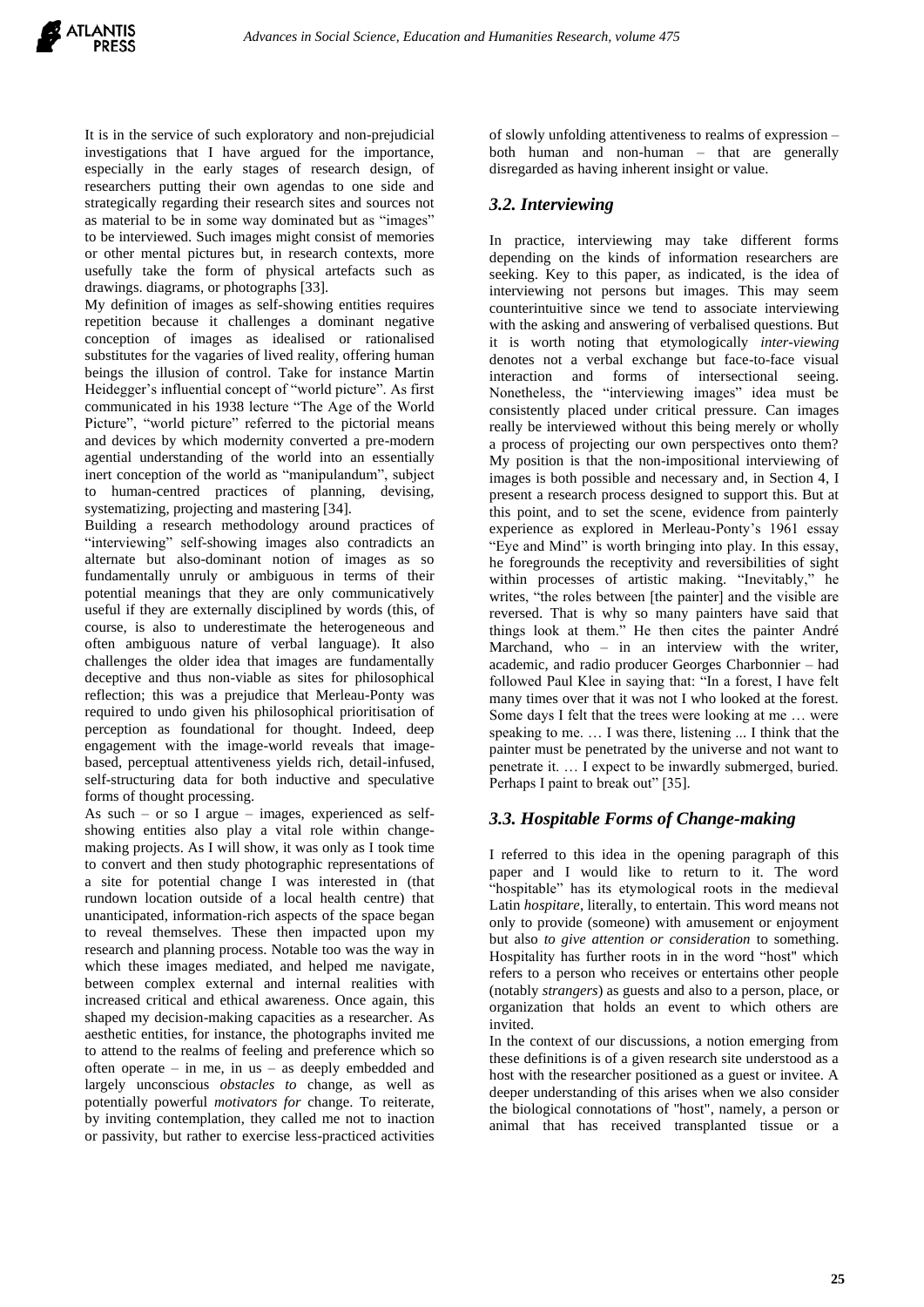It is in the service of such exploratory and non-prejudicial investigations that I have argued for the importance, especially in the early stages of research design, of researchers putting their own agendas to one side and strategically regarding their research sites and sources not as material to be in some way dominated but as "images" to be interviewed. Such images might consist of memories or other mental pictures but, in research contexts, more usefully take the form of physical artefacts such as drawings. diagrams, or photographs [33].

My definition of images as self-showing entities requires repetition because it challenges a dominant negative conception of images as idealised or rationalised substitutes for the vagaries of lived reality, offering human beings the illusion of control. Take for instance Martin Heidegger's influential concept of "world picture". As first communicated in his 1938 lecture "The Age of the World Picture", "world picture" referred to the pictorial means and devices by which modernity converted a pre-modern agential understanding of the world into an essentially inert conception of the world as "manipulandum", subject to human-centred practices of planning, devising, systematizing, projecting and mastering [34].

Building a research methodology around practices of "interviewing" self-showing images also contradicts an alternate but also-dominant notion of images as so fundamentally unruly or ambiguous in terms of their potential meanings that they are only communicatively useful if they are externally disciplined by words (this, of course, is also to underestimate the heterogeneous and often ambiguous nature of verbal language). It also challenges the older idea that images are fundamentally deceptive and thus non-viable as sites for philosophical reflection; this was a prejudice that Merleau-Ponty was required to undo given his philosophical prioritisation of perception as foundational for thought. Indeed, deep engagement with the image-world reveals that image-based, perceptual attentiveness yields rich, detail-infused, self-structuring data for both inductive and speculative forms of thought processing.

As such – or so I argue – images, experienced as self-showing entities also play a vital role within change-making projects. As I will show, it was only as I took time to convert and then study photographic representations of a site for potential change I was interested in (that rundown location outside of a local health centre) that unanticipated, information-rich aspects of the space began to reveal themselves. These then impacted upon my research and planning process. Notable too was the way in which these images mediated, and helped me navigate, between complex external and internal realities with increased critical and ethical awareness. Once again, this shaped my decision-making capacities as a researcher. As aesthetic entities, for instance, the photographs invited me to attend to the realms of feeling and preference which so often operate – in me, in us – as deeply embedded and largely unconscious *obstacles to* change, as well as potentially powerful *motivators for* change. To reiterate, by inviting contemplation, they called me not to inaction or passivity, but rather to exercise less-practiced activities of slowly unfolding attentiveness to realms of expression – both human and non-human – that are generally disregarded as having inherent insight or value.

### *3.2. Interviewing*

In practice, interviewing may take different forms depending on the kinds of information researchers are seeking. Key to this paper, as indicated, is the idea of interviewing not persons but images. This may seem counterintuitive since we tend to associate interviewing with the asking and answering of verbalised questions. But it is worth noting that etymologically *inter-viewing* denotes not a verbal exchange but face-to-face visual interaction and forms of intersectional seeing. Nonetheless, the "interviewing images" idea must be consistently placed under critical pressure. Can images really be interviewed without this being merely or wholly a process of projecting our own perspectives onto them? My position is that the non-impositional interviewing of images is both possible and necessary and, in Section 4, I present a research process designed to support this. But at this point, and to set the scene, evidence from painterly experience as explored in Merleau-Ponty's 1961 essay "Eye and Mind" is worth bringing into play. In this essay, he foregrounds the receptivity and reversibilities of sight within processes of artistic making. "Inevitably," he writes, "the roles between [the painter] and the visible are reversed. That is why so many painters have said that things look at them." He then cites the painter André Marchand, who – in an interview with the writer, academic, and radio producer Georges Charbonnier – had followed Paul Klee in saying that: "In a forest, I have felt many times over that it was not I who looked at the forest. Some days I felt that the trees were looking at me … were speaking to me. … I was there, listening ... I think that the painter must be penetrated by the universe and not want to penetrate it. … I expect to be inwardly submerged, buried. Perhaps I paint to break out" [35].

### *3.3. Hospitable Forms of Change-making*

I referred to this idea in the opening paragraph of this paper and I would like to return to it. The word "hospitable" has its etymological roots in the medieval Latin *hospitare*, literally, to entertain. This word means not only to provide (someone) with amusement or enjoyment but also *to give attention or consideration* to something. Hospitality has further roots in in the word "host" which refers to a person who receives or entertains other people (notably *strangers*) as guests and also to a person, place, or organization that holds an event to which others are invited.

In the context of our discussions, a notion emerging from these definitions is of a given research site understood as a host with the researcher positioned as a guest or invitee. A deeper understanding of this arises when we also consider the biological connotations of "host", namely, a person or animal that has received transplanted tissue or a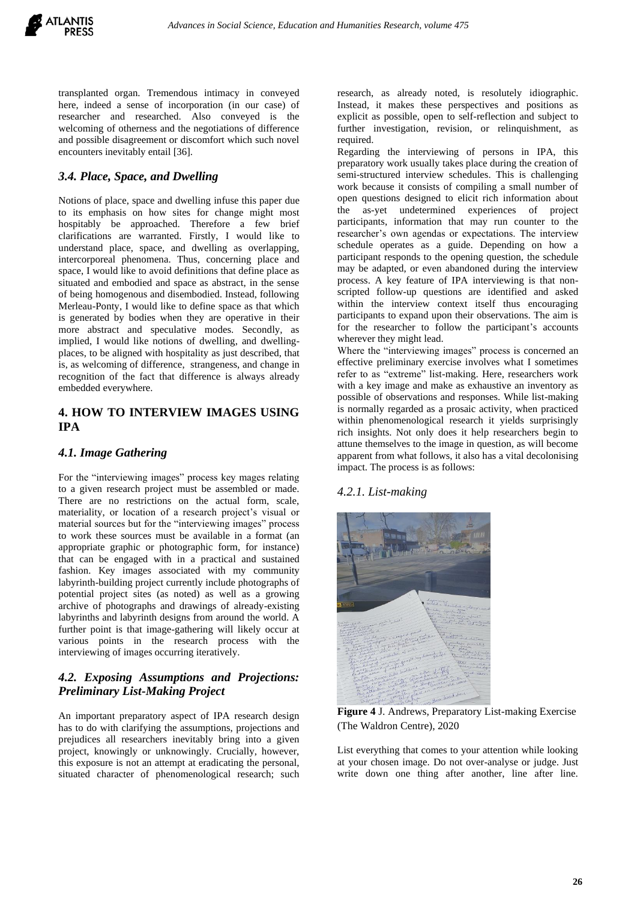transplanted organ. Tremendous intimacy in conveyed here, indeed a sense of incorporation (in our case) of researcher and researched. Also conveyed is the welcoming of otherness and the negotiations of difference and possible disagreement or discomfort which such novel encounters inevitably entail [36].

### *3.4. Place, Space, and Dwelling*

Notions of place, space and dwelling infuse this paper due to its emphasis on how sites for change might most hospitably be approached. Therefore a few brief clarifications are warranted. Firstly, I would like to understand place, space, and dwelling as overlapping, intercorporeal phenomena. Thus, concerning place and space, I would like to avoid definitions that define place as situated and embodied and space as abstract, in the sense of being homogenous and disembodied. Instead, following Merleau-Ponty, I would like to define space as that which is generated by bodies when they are operative in their more abstract and speculative modes. Secondly, as implied, I would like notions of dwelling, and dwelling-places, to be aligned with hospitality as just described, that is, as welcoming of difference, strangeness, and change in recognition of the fact that difference is always already embedded everywhere.

## 4. HOW TO INTERVIEW IMAGES USING IPA

### *4.1. Image Gathering*

For the "interviewing images" process key mages relating to a given research project must be assembled or made. There are no restrictions on the actual form, scale, materiality, or location of a research project's visual or material sources but for the "interviewing images" process to work these sources must be available in a format (an appropriate graphic or photographic form, for instance) that can be engaged with in a practical and sustained fashion. Key images associated with my community labyrinth-building project currently include photographs of potential project sites (as noted) as well as a growing archive of photographs and drawings of already-existing labyrinths and labyrinth designs from around the world. A further point is that image-gathering will likely occur at various points in the research process with the interviewing of images occurring iteratively.

### *4.2. Exposing Assumptions and Projections: Preliminary List-Making Project*

An important preparatory aspect of IPA research design has to do with clarifying the assumptions, projections and prejudices all researchers inevitably bring into a given project, knowingly or unknowingly. Crucially, however, this exposure is not an attempt at eradicating the personal, situated character of phenomenological research; such research, as already noted, is resolutely idiographic. Instead, it makes these perspectives and positions as explicit as possible, open to self-reflection and subject to further investigation, revision, or relinquishment, as required.

Regarding the interviewing of persons in IPA, this preparatory work usually takes place during the creation of semi-structured interview schedules. This is challenging work because it consists of compiling a small number of open questions designed to elicit rich information about the as-yet undetermined experiences of project participants, information that may run counter to the researcher's own agendas or expectations. The interview schedule operates as a guide. Depending on how a participant responds to the opening question, the schedule may be adapted, or even abandoned during the interview process. A key feature of IPA interviewing is that non-scripted follow-up questions are identified and asked within the interview context itself thus encouraging participants to expand upon their observations. The aim is for the researcher to follow the participant's accounts wherever they might lead.

Where the "interviewing images" process is concerned an effective preliminary exercise involves what I sometimes refer to as "extreme" list-making. Here, researchers work with a key image and make as exhaustive an inventory as possible of observations and responses. While list-making is normally regarded as a prosaic activity, when practiced within phenomenological research it yields surprisingly rich insights. Not only does it help researchers begin to attune themselves to the image in question, as will become apparent from what follows, it also has a vital decolonising impact. The process is as follows:

#### *4.2.1. List-making*

**Figure 4** J. Andrews, Preparatory List-making Exercise (The Waldron Centre), 2020

List everything that comes to your attention while looking at your chosen image. Do not over-analyse or judge. Just write down one thing after another, line after line.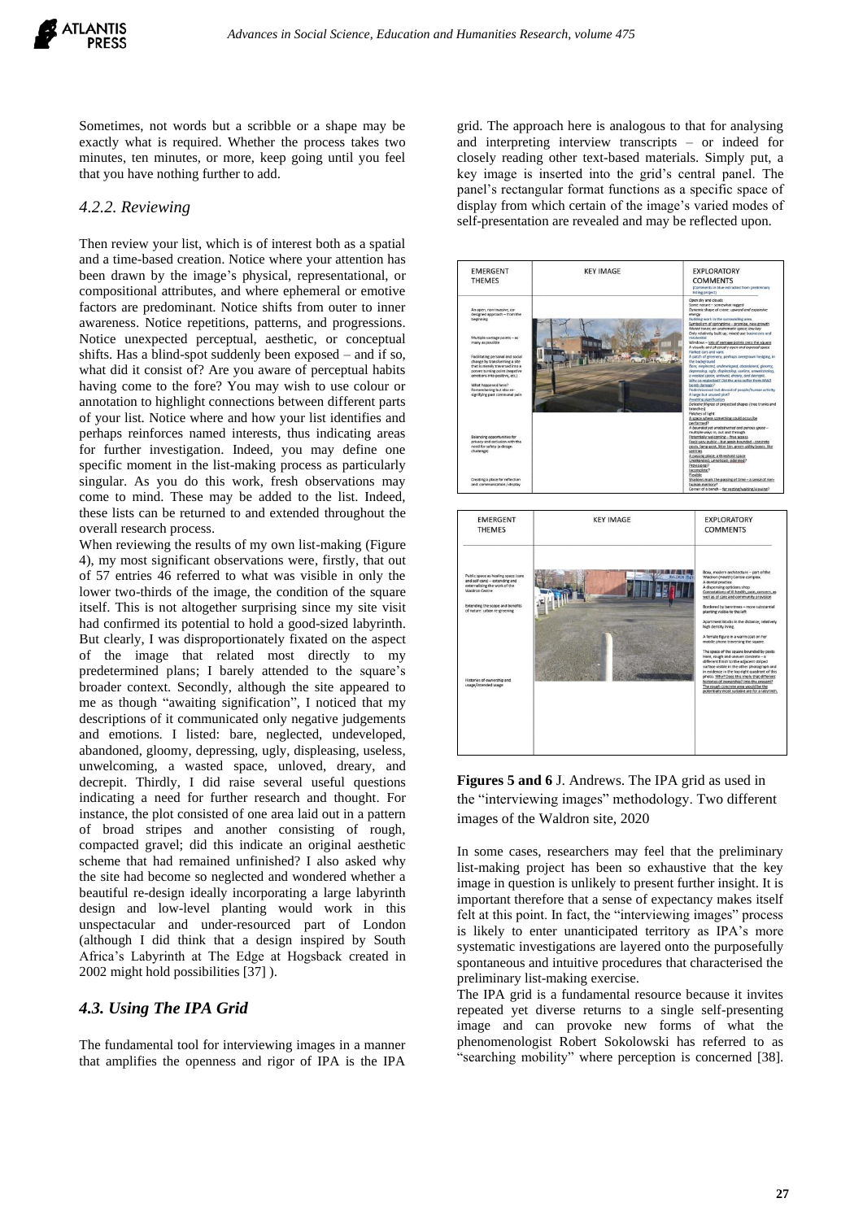Sometimes, not words but a scribble or a shape may be exactly what is required. Whether the process takes two minutes, ten minutes, or more, keep going until you feel that you have nothing further to add.

### *4.2.2. Reviewing*

Then review your list, which is of interest both as a spatial and a time-based creation. Notice where your attention has been drawn by the image's physical, representational, or compositional attributes, and where ephemeral or emotive factors are predominant. Notice shifts from outer to inner awareness. Notice repetitions, patterns, and progressions. Notice unexpected perceptual, aesthetic, or conceptual shifts. Has a blind-spot suddenly been exposed – and if so, what did it consist of? Are you aware of perceptual habits having come to the fore? You may wish to use colour or annotation to highlight connections between different parts of your list. Notice where and how your list identifies and perhaps reinforces named interests, thus indicating areas for further investigation. Indeed, you may define one specific moment in the list-making process as particularly singular. As you do this work, fresh observations may come to mind. These may be added to the list. Indeed, these lists can be returned to and extended throughout the overall research process.

When reviewing the results of my own list-making (Figure 4), my most significant observations were, firstly, that out of 57 entries 46 referred to what was visible in only the lower two-thirds of the image, the condition of the square itself. This is not altogether surprising since my site visit had confirmed its potential to hold a good-sized labyrinth. But clearly, I was disproportionately fixated on the aspect of the image that related most directly to my predetermined plans; I barely attended to the square's broader context. Secondly, although the site appeared to me as though "awaiting signification", I noticed that my descriptions of it communicated only negative judgements and emotions. I listed: bare, neglected, undeveloped, abandoned, gloomy, depressing, ugly, displeasing, useless, unwelcoming, a wasted space, unloved, dreary, and decrepit. Thirdly, I did raise several useful questions indicating a need for further research and thought. For instance, the plot consisted of one area laid out in a pattern of broad stripes and another consisting of rough, compacted gravel; did this indicate an original aesthetic scheme that had remained unfinished? I also asked why the site had become so neglected and wondered whether a beautiful re-design ideally incorporating a large labyrinth design and low-level planting would work in this unspectacular and under-resourced part of London (although I did think that a design inspired by South Africa's Labyrinth at The Edge at Hogsback created in 2002 might hold possibilities [37] ).

## *4.3. Using The IPA Grid*

The fundamental tool for interviewing images in a manner that amplifies the openness and rigor of IPA is the IPA grid. The approach here is analogous to that for analysing and interpreting interview transcripts – or indeed for closely reading other text-based materials. Simply put, a key image is inserted into the grid's central panel. The panel's rectangular format functions as a specific space of display from which certain of the image's varied modes of self-presentation are revealed and may be reflected upon.

**Figures 5 and 6** J. Andrews. The IPA grid as used in the "interviewing images" methodology. Two different images of the Waldron site, 2020

In some cases, researchers may feel that the preliminary list-making project has been so exhaustive that the key image in question is unlikely to present further insight. It is important therefore that a sense of expectancy makes itself felt at this point. In fact, the "interviewing images" process is likely to enter unanticipated territory as IPA's more systematic investigations are layered onto the purposefully spontaneous and intuitive procedures that characterised the preliminary list-making exercise.

The IPA grid is a fundamental resource because it invites repeated yet diverse returns to a single self-presenting image and can provoke new forms of what the phenomenologist Robert Sokolowski has referred to as "searching mobility" where perception is concerned [38].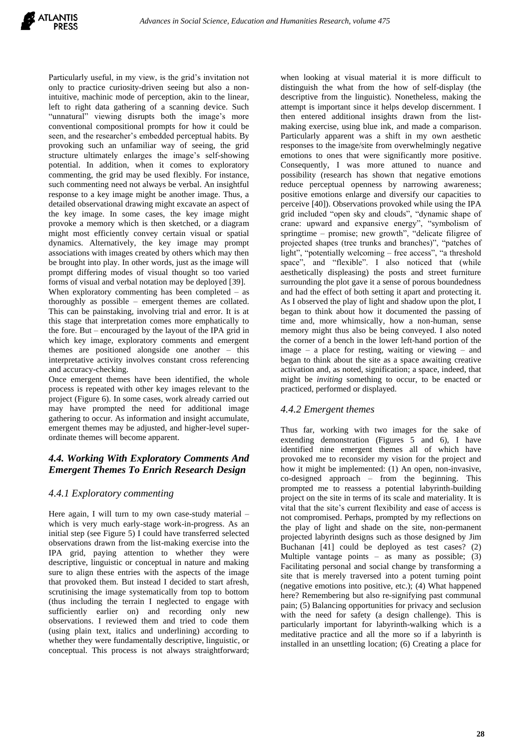Particularly useful, in my view, is the grid's invitation not only to practice curiosity-driven seeing but also a non-intuitive, machinic mode of perception, akin to the linear, left to right data gathering of a scanning device. Such "unnatural" viewing disrupts both the image's more conventional compositional prompts for how it could be seen, and the researcher's embedded perceptual habits. By provoking such an unfamiliar way of seeing, the grid structure ultimately enlarges the image's self-showing potential. In addition, when it comes to exploratory commenting, the grid may be used flexibly. For instance, such commenting need not always be verbal. An insightful response to a key image might be another image. Thus, a detailed observational drawing might excavate an aspect of the key image. In some cases, the key image might provoke a memory which is then sketched, or a diagram might most efficiently convey certain visual or spatial dynamics. Alternatively, the key image may prompt associations with images created by others which may then be brought into play. In other words, just as the image will prompt differing modes of visual thought so too varied forms of visual and verbal notation may be deployed [39].

When exploratory commenting has been completed – as thoroughly as possible – emergent themes are collated. This can be painstaking, involving trial and error. It is at this stage that interpretation comes more emphatically to the fore. But – encouraged by the layout of the IPA grid in which key image, exploratory comments and emergent themes are positioned alongside one another – this interpretative activity involves constant cross referencing and accuracy-checking.

Once emergent themes have been identified, the whole process is repeated with other key images relevant to the project (Figure 6). In some cases, work already carried out may have prompted the need for additional image gathering to occur. As information and insight accumulate, emergent themes may be adjusted, and higher-level super-ordinate themes will become apparent.

### *4.4. Working With Exploratory Comments And Emergent Themes To Enrich Research Design*

#### *4.4.1 Exploratory commenting*

Here again, I will turn to my own case-study material – which is very much early-stage work-in-progress. As an initial step (see Figure 5) I could have transferred selected observations drawn from the list-making exercise into the IPA grid, paying attention to whether they were descriptive, linguistic or conceptual in nature and making sure to align these entries with the aspects of the image that provoked them. But instead I decided to start afresh, scrutinising the image systematically from top to bottom (thus including the terrain I neglected to engage with sufficiently earlier on) and recording only new observations. I reviewed them and tried to code them (using plain text, italics and underlining) according to whether they were fundamentally descriptive, linguistic, or conceptual. This process is not always straightforward; when looking at visual material it is more difficult to distinguish the what from the how of self-display (the descriptive from the linguistic). Nonetheless, making the attempt is important since it helps develop discernment. I then entered additional insights drawn from the list-making exercise, using blue ink, and made a comparison. Particularly apparent was a shift in my own aesthetic responses to the image/site from overwhelmingly negative emotions to ones that were significantly more positive. Consequently, I was more attuned to nuance and possibility (research has shown that negative emotions reduce perceptual openness by narrowing awareness; positive emotions enlarge and diversify our capacities to perceive [40]). Observations provoked while using the IPA grid included "open sky and clouds", "dynamic shape of crane: upward and expansive energy", "symbolism of springtime – promise; new growth", "delicate filigree of projected shapes (tree trunks and branches)", "patches of light", "potentially welcoming – free access", "a threshold space", and "flexible". I also noticed that (while aesthetically displeasing) the posts and street furniture surrounding the plot gave it a sense of porous boundedness and had the effect of both setting it apart and protecting it. As I observed the play of light and shadow upon the plot, I began to think about how it documented the passing of time and, more whimsically, how a non-human, sense memory might thus also be being conveyed. I also noted the corner of a bench in the lower left-hand portion of the image – a place for resting, waiting or viewing – and began to think about the site as a space awaiting creative activation and, as noted, signification; a space, indeed, that might be *inviting* something to occur, to be enacted or practiced, performed or displayed.

#### *4.4.2 Emergent themes*

Thus far, working with two images for the sake of extending demonstration (Figures 5 and 6), I have identified nine emergent themes all of which have provoked me to reconsider my vision for the project and how it might be implemented: (1) An open, non-invasive, co-designed approach – from the beginning. This prompted me to reassess a potential labyrinth-building project on the site in terms of its scale and materiality. It is vital that the site's current flexibility and ease of access is not compromised. Perhaps, prompted by my reflections on the play of light and shade on the site, non-permanent projected labyrinth designs such as those designed by Jim Buchanan [41] could be deployed as test cases? (2) Multiple vantage points – as many as possible; (3) Facilitating personal and social change by transforming a site that is merely traversed into a potent turning point (negative emotions into positive, etc.); (4) What happened here? Remembering but also re-signifying past communal pain; (5) Balancing opportunities for privacy and seclusion with the need for safety (a design challenge). This is particularly important for labyrinth-walking which is a meditative practice and all the more so if a labyrinth is installed in an unsettling location; (6) Creating a place for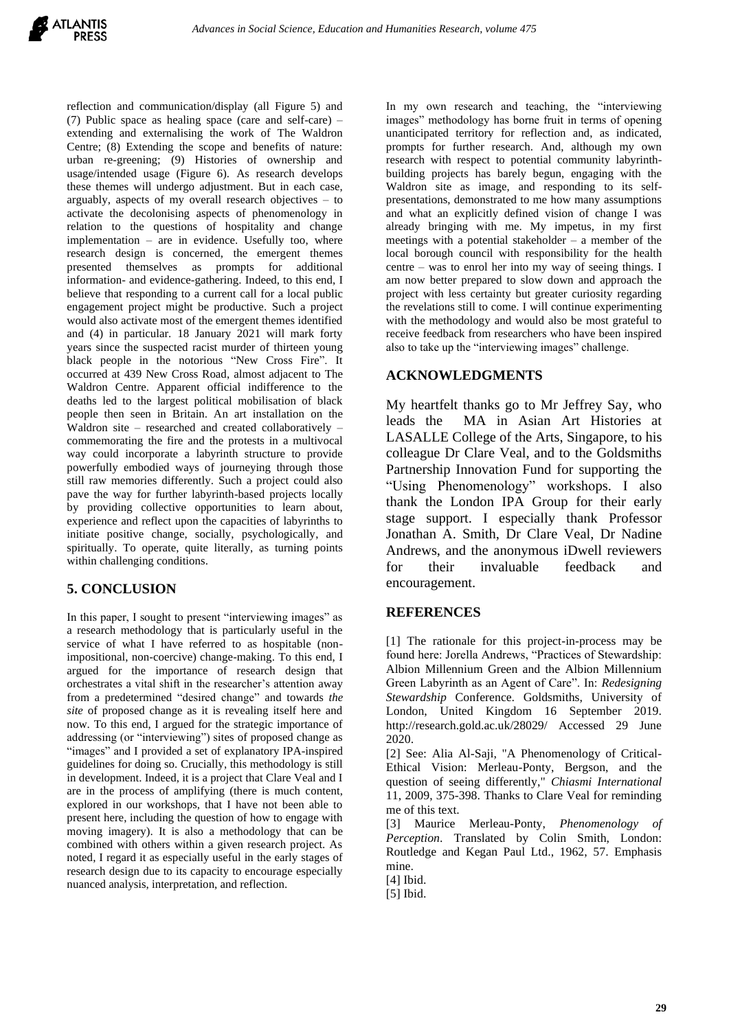reflection and communication/display (all Figure 5) and (7) Public space as healing space (care and self-care) – extending and externalising the work of The Waldron Centre; (8) Extending the scope and benefits of nature: urban re-greening; (9) Histories of ownership and usage/intended usage (Figure 6). As research develops these themes will undergo adjustment. But in each case, arguably, aspects of my overall research objectives – to activate the decolonising aspects of phenomenology in relation to the questions of hospitality and change implementation – are in evidence. Usefully too, where research design is concerned, the emergent themes presented themselves as prompts for additional information- and evidence-gathering. Indeed, to this end, I believe that responding to a current call for a local public engagement project might be productive. Such a project would also activate most of the emergent themes identified and (4) in particular. 18 January 2021 will mark forty years since the suspected racist murder of thirteen young black people in the notorious "New Cross Fire". It occurred at 439 New Cross Road, almost adjacent to The Waldron Centre. Apparent official indifference to the deaths led to the largest political mobilisation of black people then seen in Britain. An art installation on the Waldron site – researched and created collaboratively – commemorating the fire and the protests in a multivocal way could incorporate a labyrinth structure to provide powerfully embodied ways of journeying through those still raw memories differently. Such a project could also pave the way for further labyrinth-based projects locally by providing collective opportunities to learn about, experience and reflect upon the capacities of labyrinths to initiate positive change, socially, psychologically, and spiritually. To operate, quite literally, as turning points within challenging conditions.

## 5. CONCLUSION

In this paper, I sought to present "interviewing images" as a research methodology that is particularly useful in the service of what I have referred to as hospitable (non-impositional, non-coercive) change-making. To this end, I argued for the importance of research design that orchestrates a vital shift in the researcher's attention away from a predetermined "desired change" and towards *the site* of proposed change as it is revealing itself here and now. To this end, I argued for the strategic importance of addressing (or "interviewing") sites of proposed change as "images" and I provided a set of explanatory IPA-inspired guidelines for doing so. Crucially, this methodology is still in development. Indeed, it is a project that Clare Veal and I are in the process of amplifying (there is much content, explored in our workshops, that I have not been able to present here, including the question of how to engage with moving imagery). It is also a methodology that can be combined with others within a given research project. As noted, I regard it as especially useful in the early stages of research design due to its capacity to encourage especially nuanced analysis, interpretation, and reflection.

In my own research and teaching, the "interviewing images" methodology has borne fruit in terms of opening unanticipated territory for reflection and, as indicated, prompts for further research. And, although my own research with respect to potential community labyrinth-building projects has barely begun, engaging with the Waldron site as image, and responding to its self-presentations, demonstrated to me how many assumptions and what an explicitly defined vision of change I was already bringing with me. My impetus, in my first meetings with a potential stakeholder – a member of the local borough council with responsibility for the health centre – was to enrol her into my way of seeing things. I am now better prepared to slow down and approach the project with less certainty but greater curiosity regarding the revelations still to come. I will continue experimenting with the methodology and would also be most grateful to receive feedback from researchers who have been inspired also to take up the "interviewing images" challenge.

## ACKNOWLEDGMENTS

My heartfelt thanks go to Mr Jeffrey Say, who leads the MA in Asian Art Histories at LASALLE College of the Arts, Singapore, to his colleague Dr Clare Veal, and to the Goldsmiths Partnership Innovation Fund for supporting the "Using Phenomenology" workshops. I also thank the London IPA Group for their early stage support. I especially thank Professor Jonathan A. Smith, Dr Clare Veal, Dr Nadine Andrews, and the anonymous iDwell reviewers for their invaluable feedback and encouragement.

## REFERENCES

[1] The rationale for this project-in-process may be found here: Jorella Andrews, "Practices of Stewardship: Albion Millennium Green and the Albion Millennium Green Labyrinth as an Agent of Care". In: *Redesigning Stewardship* Conference. Goldsmiths, University of London, United Kingdom 16 September 2019. http://research.gold.ac.uk/28029/ Accessed 29 June 2020.

[2] See: Alia Al-Saji, "A Phenomenology of Critical-Ethical Vision: Merleau-Ponty, Bergson, and the question of seeing differently," *Chiasmi International* 11, 2009, 375-398. Thanks to Clare Veal for reminding me of this text.

[3] Maurice Merleau-Ponty, *Phenomenology of Perception*. Translated by Colin Smith, London: Routledge and Kegan Paul Ltd., 1962, 57. Emphasis mine.

[4] Ibid.

[5] Ibid.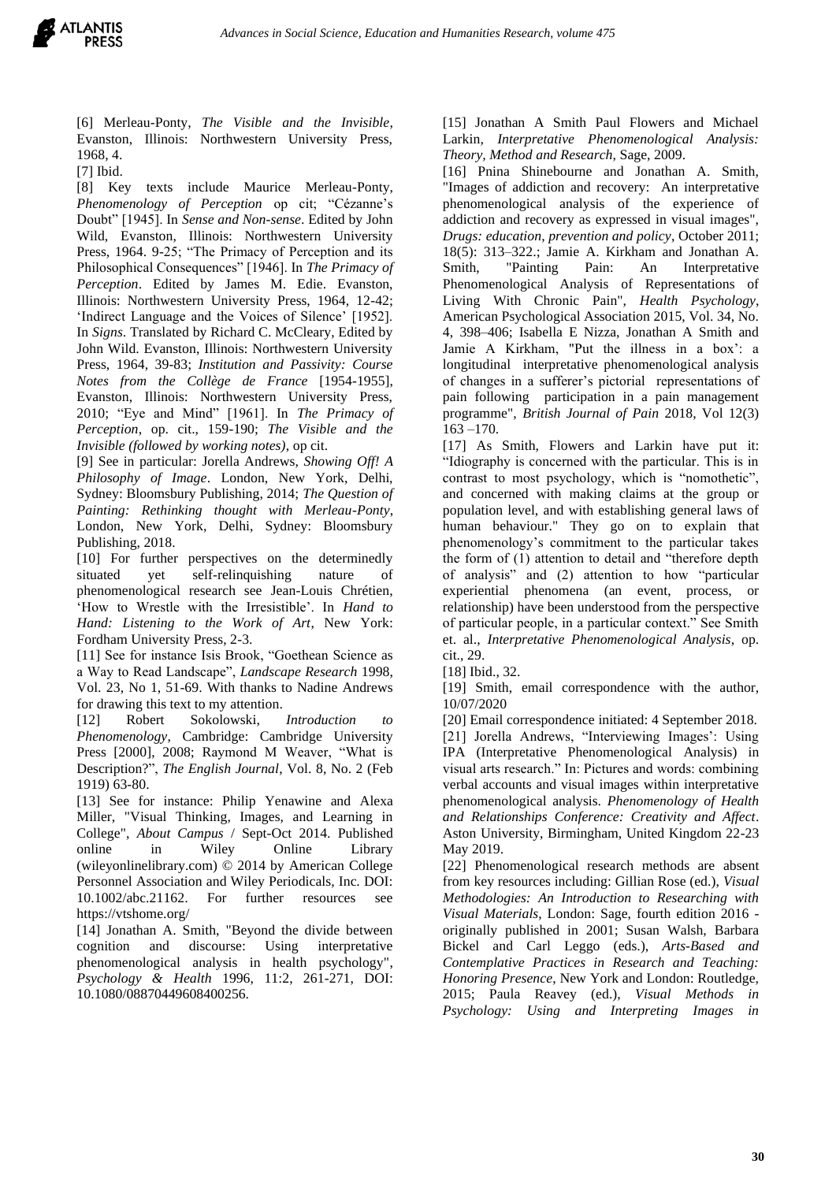[6] Merleau-Ponty, *The Visible and the Invisible*, Evanston, Illinois: Northwestern University Press, 1968, 4.

[7] Ibid.

[8] Key texts include Maurice Merleau-Ponty, *Phenomenology of Perception* op cit; "Cézanne's Doubt" [1945]. In *Sense and Non-sense*. Edited by John Wild, Evanston, Illinois: Northwestern University Press, 1964. 9-25; "The Primacy of Perception and its Philosophical Consequences" [1946]. In *The Primacy of Perception*. Edited by James M. Edie. Evanston, Illinois: Northwestern University Press, 1964, 12-42; 'Indirect Language and the Voices of Silence' [1952]. In *Signs*. Translated by Richard C. McCleary, Edited by John Wild. Evanston, Illinois: Northwestern University Press, 1964, 39-83; *Institution and Passivity: Course Notes from the Collège de France* [1954-1955], Evanston, Illinois: Northwestern University Press, 2010; "Eye and Mind" [1961]. In *The Primacy of Perception*, op. cit., 159-190; *The Visible and the Invisible (followed by working notes)*, op cit.

[9] See in particular: Jorella Andrews, *Showing Off! A Philosophy of Image*. London, New York, Delhi, Sydney: Bloomsbury Publishing, 2014; *The Question of Painting: Rethinking thought with Merleau-Ponty*, London, New York, Delhi, Sydney: Bloomsbury Publishing, 2018.

[10] For further perspectives on the determinedly situated yet self-relinquishing nature of phenomenological research see Jean-Louis Chrétien, 'How to Wrestle with the Irresistible'. In *Hand to Hand: Listening to the Work of Art*, New York: Fordham University Press, 2-3.

[11] See for instance Isis Brook, "Goethean Science as a Way to Read Landscape", *Landscape Research* 1998, Vol. 23, No 1, 51-69. With thanks to Nadine Andrews for drawing this text to my attention.

[12] Robert Sokolowski, *Introduction to Phenomenology*, Cambridge: Cambridge University Press [2000], 2008; Raymond M Weaver, "What is Description?", *The English Journal*, Vol. 8, No. 2 (Feb 1919) 63-80.

[13] See for instance: Philip Yenawine and Alexa Miller, "Visual Thinking, Images, and Learning in College", *About Campus* / Sept-Oct 2014. Published online in Wiley Online Library (wileyonlinelibrary.com) © 2014 by American College Personnel Association and Wiley Periodicals, Inc. DOI: 10.1002/abc.21162. For further resources see https://vtshome.org/

[14] Jonathan A. Smith, "Beyond the divide between cognition and discourse: Using interpretative phenomenological analysis in health psychology", *Psychology & Health* 1996, 11:2, 261-271, DOI: 10.1080/08870449608400256.

[15] Jonathan A Smith Paul Flowers and Michael Larkin, *Interpretative Phenomenological Analysis: Theory, Method and Research*, Sage, 2009.

[16] Pnina Shinebourne and Jonathan A. Smith, "Images of addiction and recovery: An interpretative phenomenological analysis of the experience of addiction and recovery as expressed in visual images", *Drugs: education, prevention and policy*, October 2011; 18(5): 313–322.; Jamie A. Kirkham and Jonathan A. Smith, "Painting Pain: An Interpretative Phenomenological Analysis of Representations of Living With Chronic Pain", *Health Psychology*, American Psychological Association 2015, Vol. 34, No. 4, 398–406; Isabella E Nizza, Jonathan A Smith and Jamie A Kirkham, "Put the illness in a box': a longitudinal interpretative phenomenological analysis of changes in a sufferer's pictorial representations of pain following participation in a pain management programme", *British Journal of Pain* 2018, Vol 12(3) 163 –170.

[17] As Smith, Flowers and Larkin have put it: "Idiography is concerned with the particular. This is in contrast to most psychology, which is "nomothetic", and concerned with making claims at the group or population level, and with establishing general laws of human behaviour." They go on to explain that phenomenology's commitment to the particular takes the form of (1) attention to detail and "therefore depth of analysis" and (2) attention to how "particular experiential phenomena (an event, process, or relationship) have been understood from the perspective of particular people, in a particular context." See Smith et. al., *Interpretative Phenomenological Analysis*, op. cit., 29.

[18] Ibid., 32.

[19] Smith, email correspondence with the author, 10/07/2020

[20] Email correspondence initiated: 4 September 2018.

[21] Jorella Andrews, "Interviewing Images': Using IPA (Interpretative Phenomenological Analysis) in visual arts research." In: Pictures and words: combining verbal accounts and visual images within interpretative phenomenological analysis. *Phenomenology of Health and Relationships Conference: Creativity and Affect*. Aston University, Birmingham, United Kingdom 22-23 May 2019.

[22] Phenomenological research methods are absent from key resources including: Gillian Rose (ed.), *Visual Methodologies: An Introduction to Researching with Visual Materials*, London: Sage, fourth edition 2016 - originally published in 2001; Susan Walsh, Barbara Bickel and Carl Leggo (eds.), *Arts-Based and Contemplative Practices in Research and Teaching: Honoring Presence*, New York and London: Routledge, 2015; Paula Reavey (ed.), *Visual Methods in Psychology: Using and Interpreting Images in*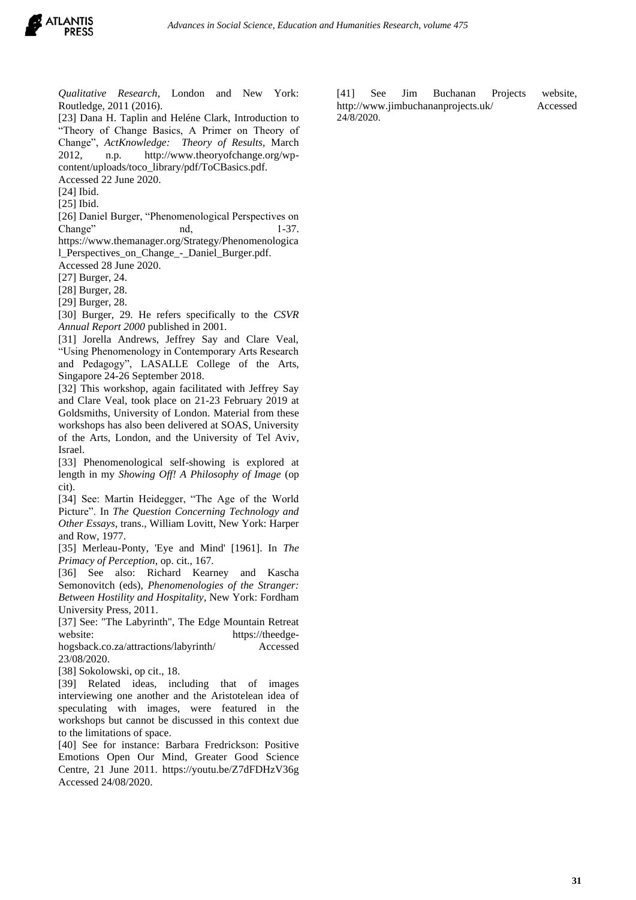*Qualitative Research*, London and New York: Routledge, 2011 (2016).

[23] Dana H. Taplin and Heléne Clark, Introduction to "Theory of Change Basics, A Primer on Theory of Change", *ActKnowledge: Theory of Results*, March 2012, n.p. http://www.theoryofchange.org/wp-content/uploads/toco_library/pdf/ToCBasics.pdf. Accessed 22 June 2020.

[24] Ibid.

[25] Ibid.

[26] Daniel Burger, "Phenomenological Perspectives on Change" nd, 1-37. https://www.themanager.org/Strategy/Phenomenological_Perspectives_on_Change_-_Daniel_Burger.pdf. Accessed 28 June 2020.

[27] Burger, 24.

[28] Burger, 28.

[29] Burger, 28.

[30] Burger, 29. He refers specifically to the *CSVR Annual Report 2000* published in 2001.

[31] Jorella Andrews, Jeffrey Say and Clare Veal, "Using Phenomenology in Contemporary Arts Research and Pedagogy", LASALLE College of the Arts, Singapore 24-26 September 2018.

[32] This workshop, again facilitated with Jeffrey Say and Clare Veal, took place on 21-23 February 2019 at Goldsmiths, University of London. Material from these workshops has also been delivered at SOAS, University of the Arts, London, and the University of Tel Aviv, Israel.

[33] Phenomenological self-showing is explored at length in my *Showing Off! A Philosophy of Image* (op cit).

[34] See: Martin Heidegger, "The Age of the World Picture". In *The Question Concerning Technology and Other Essays*, trans., William Lovitt, New York: Harper and Row, 1977.

[35] Merleau-Ponty, 'Eye and Mind' [1961]. In *The Primacy of Perception*, op. cit., 167.

[36] See also: Richard Kearney and Kascha Semonovitch (eds), *Phenomenologies of the Stranger: Between Hostility and Hospitality*, New York: Fordham University Press, 2011.

[37] See: "The Labyrinth", The Edge Mountain Retreat website: https://theedge-hogsback.co.za/attractions/labyrinth/ Accessed 23/08/2020.

[38] Sokolowski, op cit., 18.

[39] Related ideas, including that of images interviewing one another and the Aristotelean idea of speculating with images, were featured in the workshops but cannot be discussed in this context due to the limitations of space.

[40] See for instance: Barbara Fredrickson: Positive Emotions Open Our Mind, Greater Good Science Centre, 21 June 2011. https://youtu.be/Z7dFDHzV36g Accessed 24/08/2020.

[41] See Jim Buchanan Projects website, http://www.jimbuchananprojects.uk/ Accessed 24/8/2020.